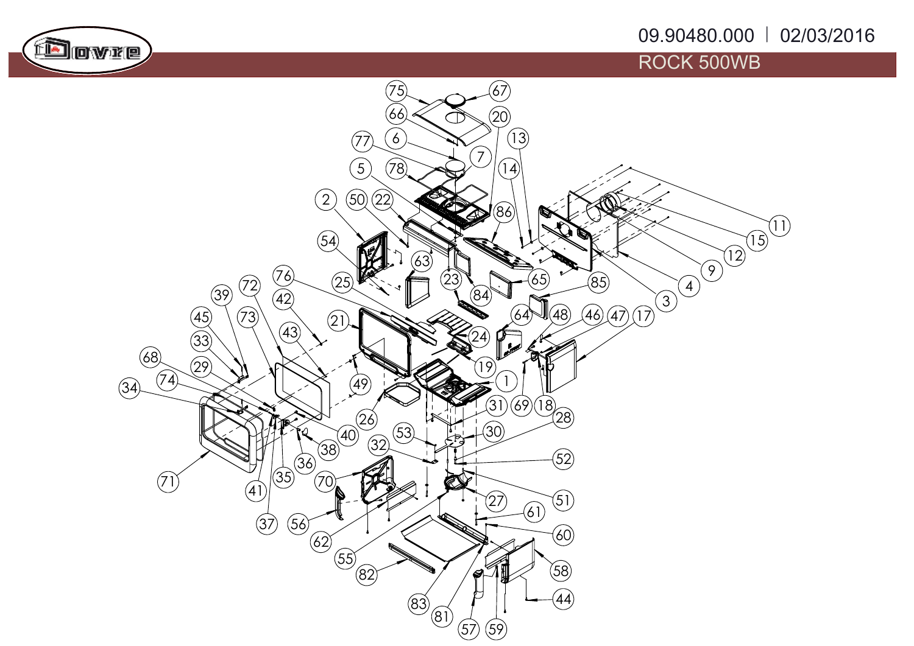09.90480.000 | 02/03/2016

ROCK 500WB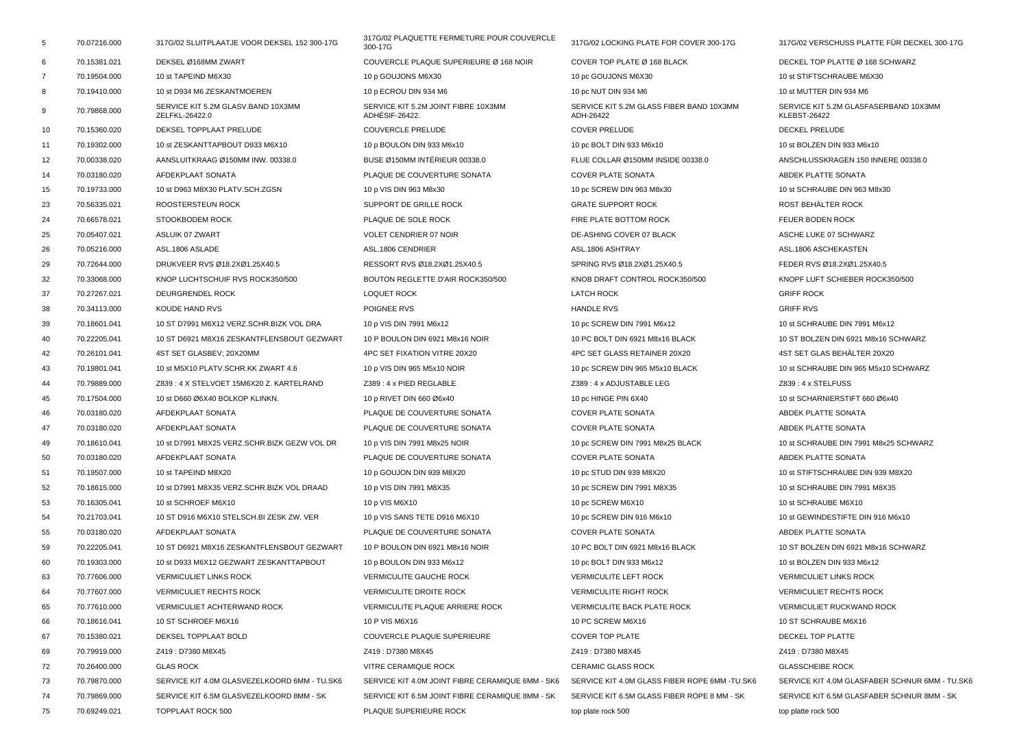| | | | | | |
|---|---|---|---|---|---|
| 5 | 70.07216.000 | 317G/02 SLUITPLAATJE VOOR DEKSEL 152 300-17G | 317G/02 PLAQUETTE FERMETURE POUR COUVERCLE 300-17G | 317G/02 LOCKING PLATE FOR COVER 300-17G | 317G/02 VERSCHUSS PLATTE FÜR DECKEL 300-17G |
| 6 | 70.15381.021 | DEKSEL Ø168MM ZWART | COUVERCLE PLAQUE SUPERIEURE Ø 168 NOIR | COVER TOP PLATE Ø 168 BLACK | DECKEL TOP PLATTE Ø 168 SCHWARZ |
| 7 | 70.19504.000 | 10 st TAPEIND M6X30 | 10 p GOUJONS M6X30 | 10 pc GOUJONS M6X30 | 10 st STIFTSCHRAUBE M6X30 |
| 8 | 70.19410.000 | 10 st D934 M6 ZESKANTMOEREN | 10 p ECROU DIN 934 M6 | 10 pc NUT DIN 934 M6 | 10 st MUTTER DIN 934 M6 |
| 9 | 70.79868.000 | SERVICE KIT 5.2M GLASV.BAND 10X3MM ZELFKL-26422.0 | SERVICE KIT 5.2M JOINT FIBRE 10X3MM ADHÉSIF-26422. | SERVICE KIT 5.2M GLASS FIBER BAND 10X3MM ADH-26422 | SERVICE KIT 5.2M GLASFASERBAND 10X3MM KLEBST-26422 |
| 10 | 70.15360.020 | DEKSEL TOPPLAAT PRELUDE | COUVERCLE PRELUDE | COVER PRELUDE | DECKEL PRELUDE |
| 11 | 70.19302.000 | 10 st ZESKANTTAPBOUT D933 M6X10 | 10 p BOULON DIN 933 M6x10 | 10 pc BOLT DIN 933 M6x10 | 10 st BOLZEN DIN 933 M6x10 |
| 12 | 70.00338.020 | AANSLUITKRAAG Ø150MM INW. 00338.0 | BUSE Ø150MM INTÉRIEUR 00338.0 | FLUE COLLAR Ø150MM INSIDE 00338.0 | ANSCHLUSSKRAGEN 150 INNERE 00338.0 |
| 14 | 70.03180.020 | AFDEKPLAAT SONATA | PLAQUE DE COUVERTURE SONATA | COVER PLATE SONATA | ABDEK PLATTE SONATA |
| 15 | 70.19733.000 | 10 st D963 M8X30 PLATV.SCH.ZGSN | 10 p VIS DIN 963 M8x30 | 10 pc SCREW DIN 963 M8x30 | 10 st SCHRAUBE DIN 963 M8x30 |
| 23 | 70.56335.021 | ROOSTERSTEUN ROCK | SUPPORT DE GRILLE ROCK | GRATE SUPPORT ROCK | ROST BEHÄLTER ROCK |
| 24 | 70.66578.021 | STOOKBODEM ROCK | PLAQUE DE SOLE ROCK | FIRE PLATE BOTTOM ROCK | FEUER BODEN ROCK |
| 25 | 70.05407.021 | ASLUIK 07 ZWART | VOLET CENDRIER 07 NOIR | DE-ASHING COVER 07 BLACK | ASCHE LUKE 07 SCHWARZ |
| 26 | 70.05216.000 | ASL.1806 ASLADE | ASL.1806 CENDRIER | ASL.1806 ASHTRAY | ASL.1806 ASCHEKASTEN |
| 29 | 70.72644.000 | DRUKVEER RVS Ø18.2XØ1.25X40.5 | RESSORT RVS Ø18.2XØ1.25X40.5 | SPRING RVS Ø18.2XØ1.25X40.5 | FEDER RVS Ø18.2XØ1.25X40.5 |
| 32 | 70.33068.000 | KNOP LUCHTSCHUIF RVS ROCK350/500 | BOUTON REGLETTE D'AIR ROCK350/500 | KNOB DRAFT CONTROL ROCK350/500 | KNOPF LUFT SCHIEBER ROCK350/500 |
| 37 | 70.27267.021 | DEURGRENDEL ROCK | LOQUET ROCK | LATCH ROCK | GRIFF ROCK |
| 38 | 70.34113.000 | KOUDE HAND RVS | POIGNEE RVS | HANDLE RVS | GRIFF RVS |
| 39 | 70.18601.041 | 10 ST D7991 M6X12 VERZ.SCHR.BIZK VOL DRA | 10 p VIS DIN 7991 M6x12 | 10 pc SCREW DIN 7991 M6x12 | 10 st SCHRAUBE DIN 7991 M6x12 |
| 40 | 70.22205.041 | 10 ST D6921 M8X16 ZESKANTFLENSBOUT GEZWART | 10 P BOULON DIN 6921 M8x16 NOIR | 10 PC BOLT DIN 6921 M8x16 BLACK | 10 ST BOLZEN DIN 6921 M8x16 SCHWARZ |
| 42 | 70.26101.041 | 4ST SET GLASBEV; 20X20MM | 4PC SET FIXATION VITRE 20X20 | 4PC SET GLASS RETAINER 20X20 | 4ST SET GLAS BEHÄLTER 20X20 |
| 43 | 70.19801.041 | 10 st M5X10 PLATV.SCHR.KK ZWART 4.6 | 10 p VIS DIN 965 M5x10 NOIR | 10 pc SCREW DIN 965 M5x10 BLACK | 10 st SCHRAUBE DIN 965 M5x10 SCHWARZ |
| 44 | 70.79889.000 | Z839 : 4 X STELVOET 15M6X20 Z. KARTELRAND | Z389 : 4 x PIED REGLABLE | Z389 : 4 x ADJUSTABLE LEG | Z839 : 4 x STELFUSS |
| 45 | 70.17504.000 | 10 st D660 Ø6X40 BOLKOP KLINKN. | 10 p RIVET DIN 660 Ø6x40 | 10 pc HINGE PIN 6X40 | 10 st SCHARNIERSTIFT 660 Ø6x40 |
| 46 | 70.03180.020 | AFDEKPLAAT SONATA | PLAQUE DE COUVERTURE SONATA | COVER PLATE SONATA | ABDEK PLATTE SONATA |
| 47 | 70.03180.020 | AFDEKPLAAT SONATA | PLAQUE DE COUVERTURE SONATA | COVER PLATE SONATA | ABDEK PLATTE SONATA |
| 49 | 70.18610.041 | 10 st D7991 M8X25 VERZ.SCHR.BIZK GEZW VOL DR | 10 p VIS DIN 7991 M8x25 NOIR | 10 pc SCREW DIN 7991 M8x25 BLACK | 10 st SCHRAUBE DIN 7991 M8x25 SCHWARZ |
| 50 | 70.03180.020 | AFDEKPLAAT SONATA | PLAQUE DE COUVERTURE SONATA | COVER PLATE SONATA | ABDEK PLATTE SONATA |
| 51 | 70.19507.000 | 10 st TAPEIND M8X20 | 10 p GOUJON DIN 939 M8X20 | 10 pc STUD DIN 939 M8X20 | 10 st STIFTSCHRAUBE DIN 939 M8X20 |
| 52 | 70.18615.000 | 10 st D7991 M8X35 VERZ.SCHR.BIZK VOL DRAAD | 10 p VIS DIN 7991 M8X35 | 10 pc SCREW DIN 7991 M8X35 | 10 st SCHRAUBE DIN 7991 M8X35 |
| 53 | 70.16305.041 | 10 st SCHROEF M6X10 | 10 p VIS M6X10 | 10 pc SCREW M6X10 | 10 st SCHRAUBE M6X10 |
| 54 | 70.21703.041 | 10 ST D916 M6X10 STELSCH.BI ZESK ZW. VER | 10 p VIS SANS TETE D916 M6X10 | 10 pc SCREW DIN 916 M6x10 | 10 st GEWINDESTIFTE DIN 916 M6x10 |
| 55 | 70.03180.020 | AFDEKPLAAT SONATA | PLAQUE DE COUVERTURE SONATA | COVER PLATE SONATA | ABDEK PLATTE SONATA |
| 59 | 70.22205.041 | 10 ST D6921 M8X16 ZESKANTFLENSBOUT GEZWART | 10 P BOULON DIN 6921 M8x16 NOIR | 10 PC BOLT DIN 6921 M8x16 BLACK | 10 ST BOLZEN DIN 6921 M8x16 SCHWARZ |
| 60 | 70.19303.000 | 10 st D933 M6X12 GEZWART ZESKANTTAPBOUT | 10 p BOULON DIN 933 M6x12 | 10 pc BOLT DIN 933 M6x12 | 10 st BOLZEN DIN 933 M6x12 |
| 63 | 70.77606.000 | VERMICULIET LINKS ROCK | VERMICULITE GAUCHE ROCK | VERMICULITE LEFT ROCK | VERMICULIET LINKS ROCK |
| 64 | 70.77607.000 | VERMICULIET RECHTS ROCK | VERMICULITE DROITE ROCK | VERMICULITE RIGHT ROCK | VERMICULIET RECHTS ROCK |
| 65 | 70.77610.000 | VERMICULIET ACHTERWAND ROCK | VERMICULITE PLAQUE ARRIERE ROCK | VERMICULITE BACK PLATE ROCK | VERMICULIET RUCKWAND ROCK |
| 66 | 70.18616.041 | 10 ST SCHROEF M6X16 | 10 P VIS M6X16 | 10 PC SCREW M6X16 | 10 ST SCHRAUBE M6X16 |
| 67 | 70.15380.021 | DEKSEL TOPPLAAT BOLD | COUVERCLE PLAQUE SUPERIEURE | COVER TOP PLATE | DECKEL TOP PLATTE |
| 69 | 70.79919.000 | Z419 : D7380 M8X45 | Z419 : D7380 M8X45 | Z419 : D7380 M8X45 | Z419 : D7380 M8X45 |
| 72 | 70.26400.000 | GLAS ROCK | VITRE CERAMIQUE ROCK | CERAMIC GLASS ROCK | GLASSCHEIBE ROCK |
| 73 | 70.79870.000 | SERVICE KIT 4.0M GLASVEZELKOORD 6MM - TU.SK6 | SERVICE KIT 4.0M JOINT FIBRE CERAMIQUE 6MM - SK6 | SERVICE KIT 4.0M GLASS FIBER ROPE 6MM -TU.SK6 | SERVICE KIT 4.0M GLASFABER SCHNUR 6MM - TU.SK6 |
| 74 | 70.79869.000 | SERVICE KIT 6.5M GLASVEZELKOORD 8MM - SK | SERVICE KIT 6.5M JOINT FIBRE CERAMIQUE 8MM - SK | SERVICE KIT 6.5M GLASS FIBER ROPE 8 MM - SK | SERVICE KIT 6.5M GLASFABER SCHNUR 8MM - SK |
| 75 | 70.69249.021 | TOPPLAAT ROCK 500 | PLAQUE SUPERIEURE ROCK | top plate rock 500 | top platte rock 500 |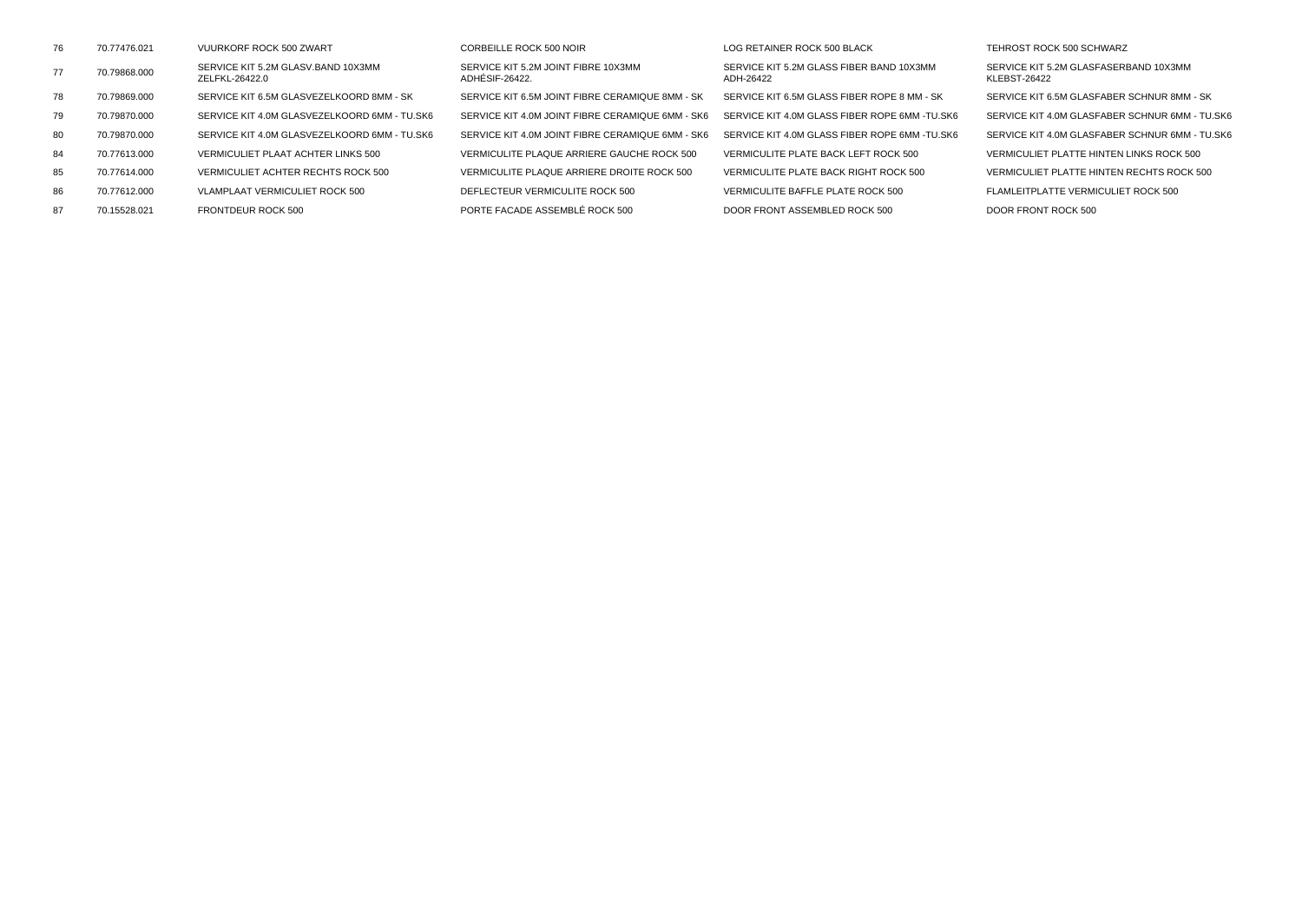| | | | | | |
|---|---|---|---|---|---|
| 76 | 70.77476.021 | VUURKORF ROCK 500 ZWART | CORBEILLE ROCK 500 NOIR | LOG RETAINER ROCK 500 BLACK | TEHROST ROCK 500 SCHWARZ |
| 77 | 70.79868.000 | SERVICE KIT 5.2M GLASV.BAND 10X3MM ZELFKL-26422.0 | SERVICE KIT 5.2M JOINT FIBRE 10X3MM ADHÉSIF-26422. | SERVICE KIT 5.2M GLASS FIBER BAND 10X3MM ADH-26422 | SERVICE KIT 5.2M GLASFASERBAND 10X3MM KLEBST-26422 |
| 78 | 70.79869.000 | SERVICE KIT 6.5M GLASVEZELKOORD 8MM - SK | SERVICE KIT 6.5M JOINT FIBRE CERAMIQUE 8MM - SK | SERVICE KIT 6.5M GLASS FIBER ROPE 8 MM - SK | SERVICE KIT 6.5M GLASFABER SCHNUR 8MM - SK |
| 79 | 70.79870.000 | SERVICE KIT 4.0M GLASVEZELKOORD 6MM - TU.SK6 | SERVICE KIT 4.0M JOINT FIBRE CERAMIQUE 6MM - SK6 | SERVICE KIT 4.0M GLASS FIBER ROPE 6MM -TU.SK6 | SERVICE KIT 4.0M GLASFABER SCHNUR 6MM - TU.SK6 |
| 80 | 70.79870.000 | SERVICE KIT 4.0M GLASVEZELKOORD 6MM - TU.SK6 | SERVICE KIT 4.0M JOINT FIBRE CERAMIQUE 6MM - SK6 | SERVICE KIT 4.0M GLASS FIBER ROPE 6MM -TU.SK6 | SERVICE KIT 4.0M GLASFABER SCHNUR 6MM - TU.SK6 |
| 84 | 70.77613.000 | VERMICULIET PLAAT ACHTER LINKS 500 | VERMICULITE PLAQUE ARRIERE GAUCHE ROCK 500 | VERMICULITE PLATE BACK LEFT ROCK 500 | VERMICULIET PLATTE HINTEN LINKS ROCK 500 |
| 85 | 70.77614.000 | VERMICULIET ACHTER RECHTS ROCK 500 | VERMICULITE PLAQUE ARRIERE DROITE ROCK 500 | VERMICULITE PLATE BACK RIGHT ROCK 500 | VERMICULIET PLATTE HINTEN RECHTS ROCK 500 |
| 86 | 70.77612.000 | VLAMPLAAT VERMICULIET ROCK 500 | DEFLECTEUR VERMICULITE ROCK 500 | VERMICULITE BAFFLE PLATE ROCK 500 | FLAMLEITPLATTE VERMICULIET ROCK 500 |
| 87 | 70.15528.021 | FRONTDEUR ROCK 500 | PORTE FACADE ASSEMBLÉ ROCK 500 | DOOR FRONT ASSEMBLED ROCK 500 | DOOR FRONT ROCK 500 |